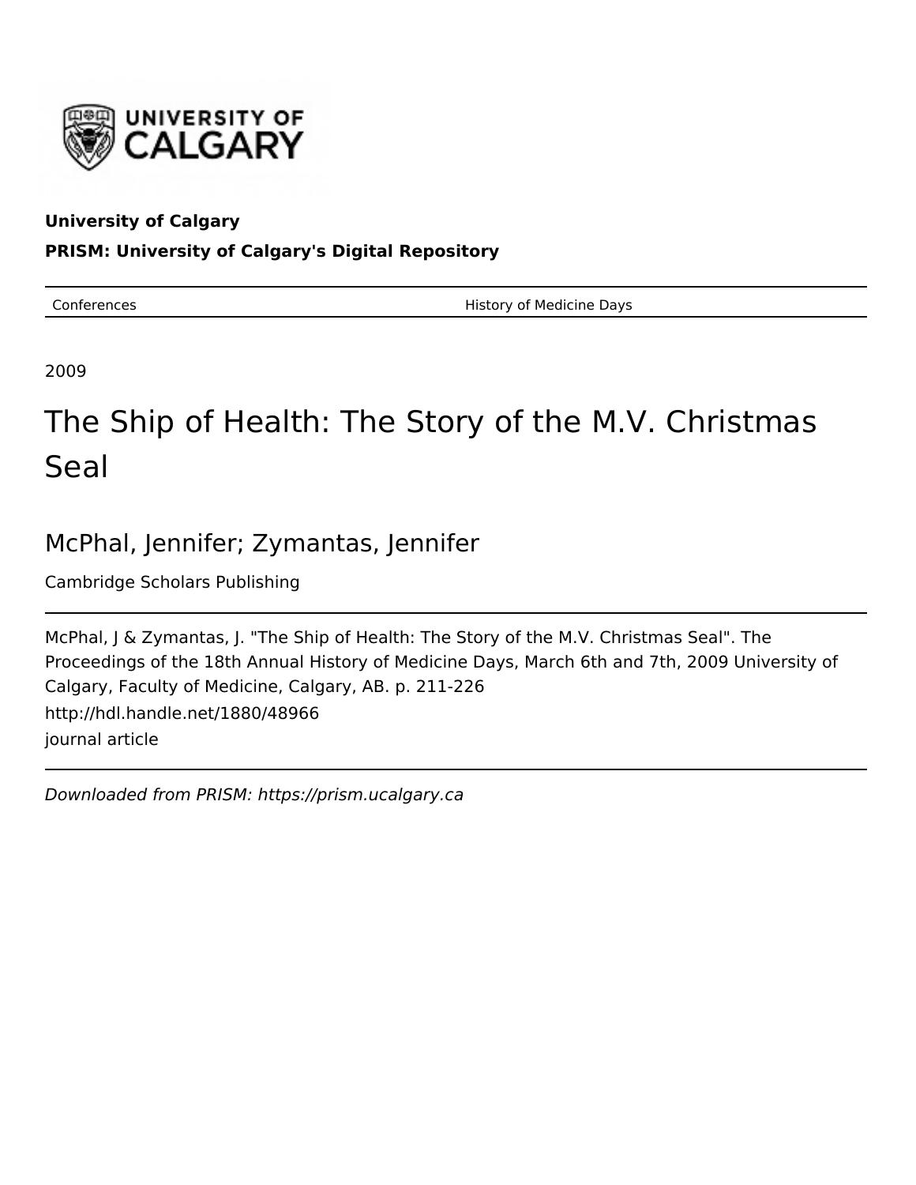**University of Calgary**

**PRISM: University of Calgary's Digital Repository**

| Conferences | History of Medicine Days |
| --- | --- |

2009

# The Ship of Health: The Story of the M.V. Christmas Seal

## McPhal, Jennifer; Zymantas, Jennifer

Cambridge Scholars Publishing

McPhal, J & Zymantas, J. "The Ship of Health: The Story of the M.V. Christmas Seal". The Proceedings of the 18th Annual History of Medicine Days, March 6th and 7th, 2009 University of Calgary, Faculty of Medicine, Calgary, AB. p. 211-226

http://hdl.handle.net/1880/48966

journal article

*Downloaded from PRISM: https://prism.ucalgary.ca*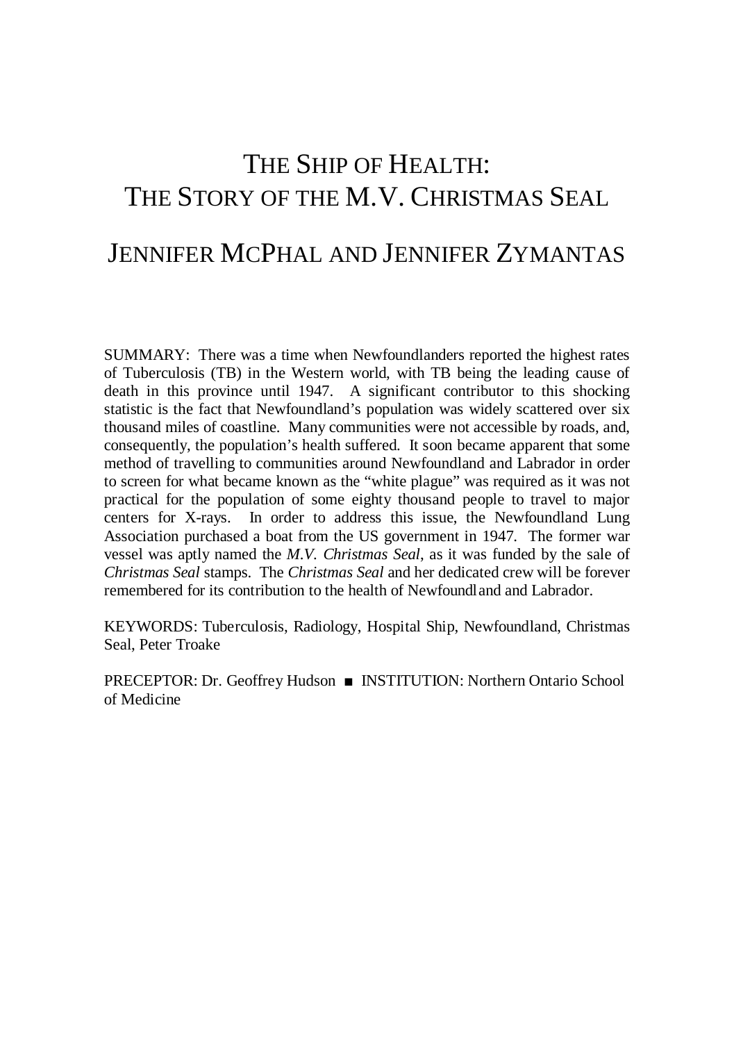# THE SHIP OF HEALTH: THE STORY OF THE M.V. CHRISTMAS SEAL

## JENNIFER MCPHAL AND JENNIFER ZYMANTAS

SUMMARY: There was a time when Newfoundlanders reported the highest rates of Tuberculosis (TB) in the Western world, with TB being the leading cause of death in this province until 1947. A significant contributor to this shocking statistic is the fact that Newfoundland's population was widely scattered over six thousand miles of coastline. Many communities were not accessible by roads, and, consequently, the population's health suffered. It soon became apparent that some method of travelling to communities around Newfoundland and Labrador in order to screen for what became known as the "white plague" was required as it was not practical for the population of some eighty thousand people to travel to major centers for X-rays. In order to address this issue, the Newfoundland Lung Association purchased a boat from the US government in 1947. The former war vessel was aptly named the *M.V. Christmas Seal*, as it was funded by the sale of *Christmas Seal* stamps. The *Christmas Seal* and her dedicated crew will be forever remembered for its contribution to the health of Newfoundland and Labrador.

KEYWORDS: Tuberculosis, Radiology, Hospital Ship, Newfoundland, Christmas Seal, Peter Troake

PRECEPTOR: Dr. Geoffrey Hudson ■ INSTITUTION: Northern Ontario School of Medicine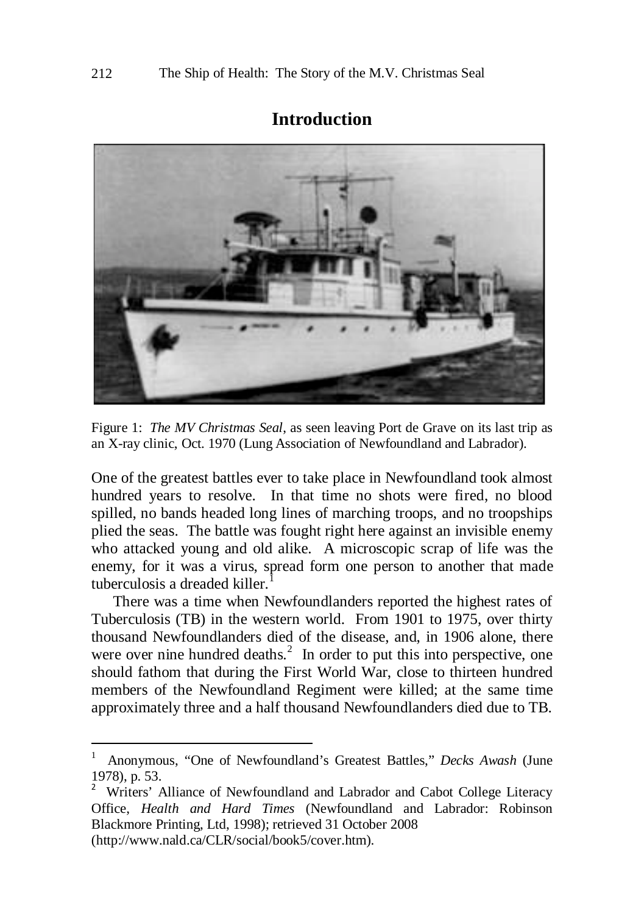# Introduction

Figure 1: *The MV Christmas Seal*, as seen leaving Port de Grave on its last trip as an X-ray clinic, Oct. 1970 (Lung Association of Newfoundland and Labrador).

One of the greatest battles ever to take place in Newfoundland took almost hundred years to resolve. In that time no shots were fired, no blood spilled, no bands headed long lines of marching troops, and no troopships plied the seas. The battle was fought right here against an invisible enemy who attacked young and old alike. A microscopic scrap of life was the enemy, for it was a virus, spread form one person to another that made tuberculosis a dreaded killer.[1]

There was a time when Newfoundlanders reported the highest rates of Tuberculosis (TB) in the western world. From 1901 to 1975, over thirty thousand Newfoundlanders died of the disease, and, in 1906 alone, there were over nine hundred deaths.[2] In order to put this into perspective, one should fathom that during the First World War, close to thirteen hundred members of the Newfoundland Regiment were killed; at the same time approximately three and a half thousand Newfoundlanders died due to TB.

---

[1] Anonymous, "One of Newfoundland's Greatest Battles," *Decks Awash* (June 1978), p. 53.

[2] Writers' Alliance of Newfoundland and Labrador and Cabot College Literacy Office, *Health and Hard Times* (Newfoundland and Labrador: Robinson Blackmore Printing, Ltd, 1998); retrieved 31 October 2008 (http://www.nald.ca/CLR/social/book5/cover.htm).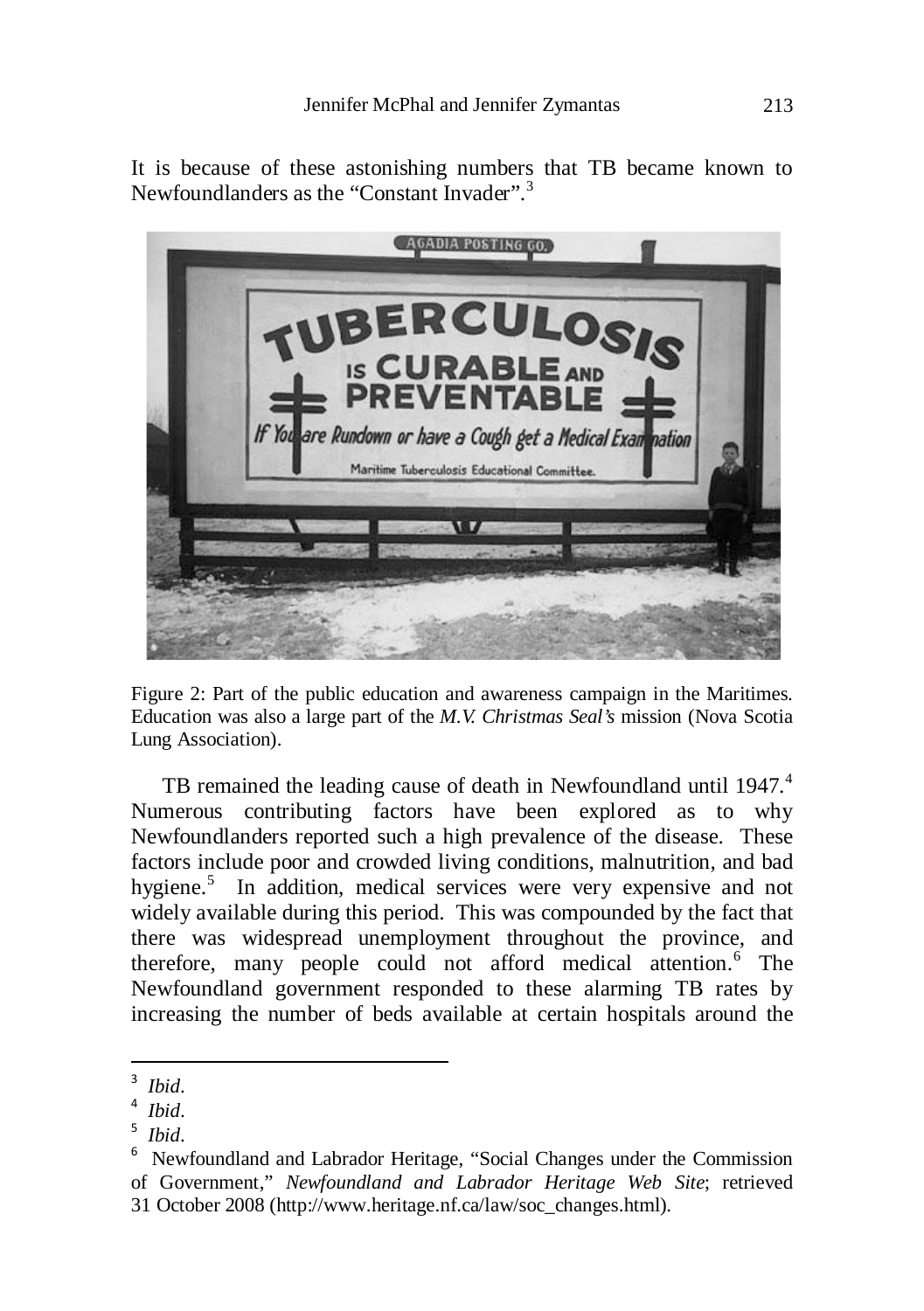It is because of these astonishing numbers that TB became known to Newfoundlanders as the "Constant Invader".[3]

Figure 2: Part of the public education and awareness campaign in the Maritimes. Education was also a large part of the *M.V. Christmas Seal's* mission (Nova Scotia Lung Association).

TB remained the leading cause of death in Newfoundland until 1947.[4] Numerous contributing factors have been explored as to why Newfoundlanders reported such a high prevalence of the disease. These factors include poor and crowded living conditions, malnutrition, and bad hygiene.[5] In addition, medical services were very expensive and not widely available during this period. This was compounded by the fact that there was widespread unemployment throughout the province, and therefore, many people could not afford medical attention.[6] The Newfoundland government responded to these alarming TB rates by increasing the number of beds available at certain hospitals around the

---

[3] *Ibid*.

[4] *Ibid*.

[5] *Ibid*.

[6] Newfoundland and Labrador Heritage, "Social Changes under the Commission of Government," *Newfoundland and Labrador Heritage Web Site*; retrieved 31 October 2008 (http://www.heritage.nf.ca/law/soc_changes.html).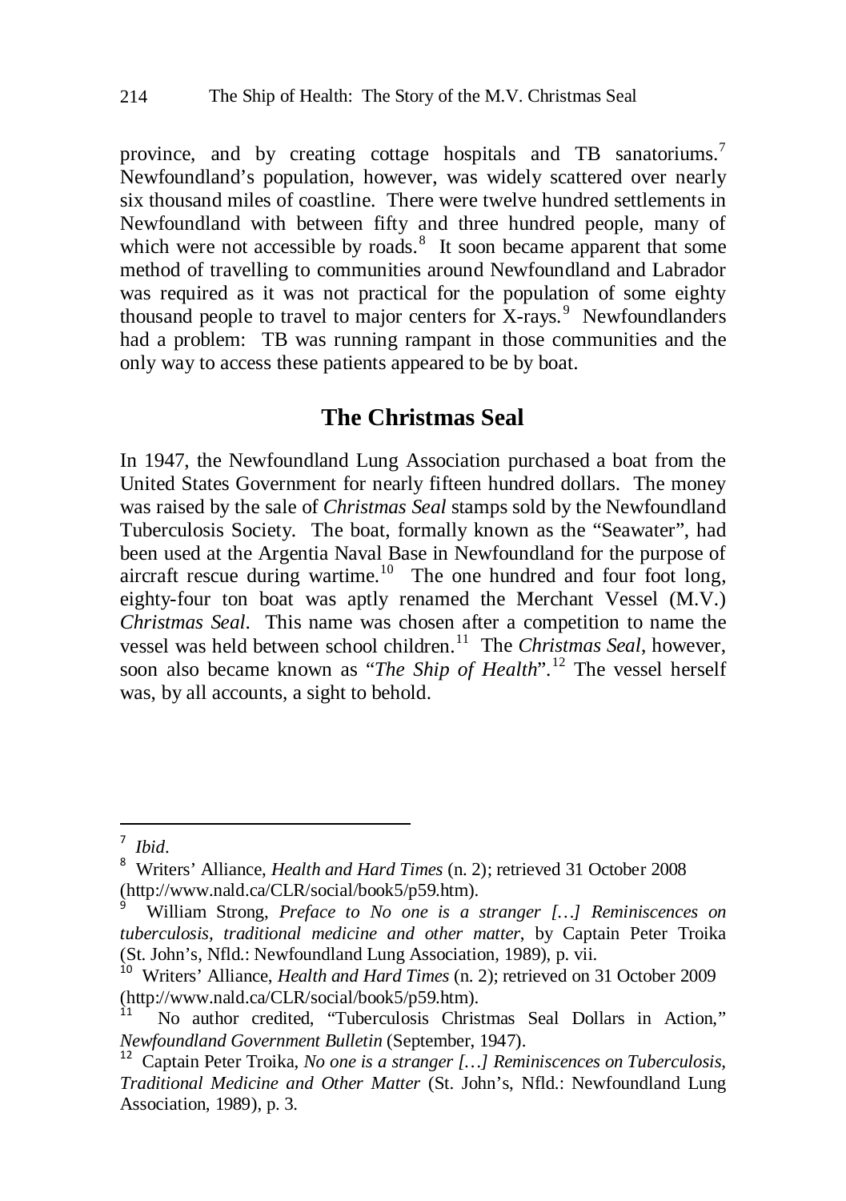province, and by creating cottage hospitals and TB sanatoriums.[7] Newfoundland's population, however, was widely scattered over nearly six thousand miles of coastline. There were twelve hundred settlements in Newfoundland with between fifty and three hundred people, many of which were not accessible by roads.[8] It soon became apparent that some method of travelling to communities around Newfoundland and Labrador was required as it was not practical for the population of some eighty thousand people to travel to major centers for X-rays.[9] Newfoundlanders had a problem: TB was running rampant in those communities and the only way to access these patients appeared to be by boat.

## The Christmas Seal

In 1947, the Newfoundland Lung Association purchased a boat from the United States Government for nearly fifteen hundred dollars. The money was raised by the sale of *Christmas Seal* stamps sold by the Newfoundland Tuberculosis Society. The boat, formally known as the "Seawater", had been used at the Argentia Naval Base in Newfoundland for the purpose of aircraft rescue during wartime.[10] The one hundred and four foot long, eighty-four ton boat was aptly renamed the Merchant Vessel (M.V.) *Christmas Seal*. This name was chosen after a competition to name the vessel was held between school children.[11] The *Christmas Seal*, however, soon also became known as "*The Ship of Health*".[12] The vessel herself was, by all accounts, a sight to behold.

---

[7] *Ibid*.

[8] Writers' Alliance, *Health and Hard Times* (n. 2); retrieved 31 October 2008 (http://www.nald.ca/CLR/social/book5/p59.htm).

[9] William Strong, *Preface to No one is a stranger […] Reminiscences on tuberculosis, traditional medicine and other matter*, by Captain Peter Troika (St. John's, Nfld.: Newfoundland Lung Association, 1989), p. vii.

[10] Writers' Alliance, *Health and Hard Times* (n. 2); retrieved on 31 October 2009 (http://www.nald.ca/CLR/social/book5/p59.htm).

[11] No author credited, "Tuberculosis Christmas Seal Dollars in Action," *Newfoundland Government Bulletin* (September, 1947).

[12] Captain Peter Troika, *No one is a stranger […] Reminiscences on Tuberculosis, Traditional Medicine and Other Matter* (St. John's, Nfld.: Newfoundland Lung Association, 1989), p. 3.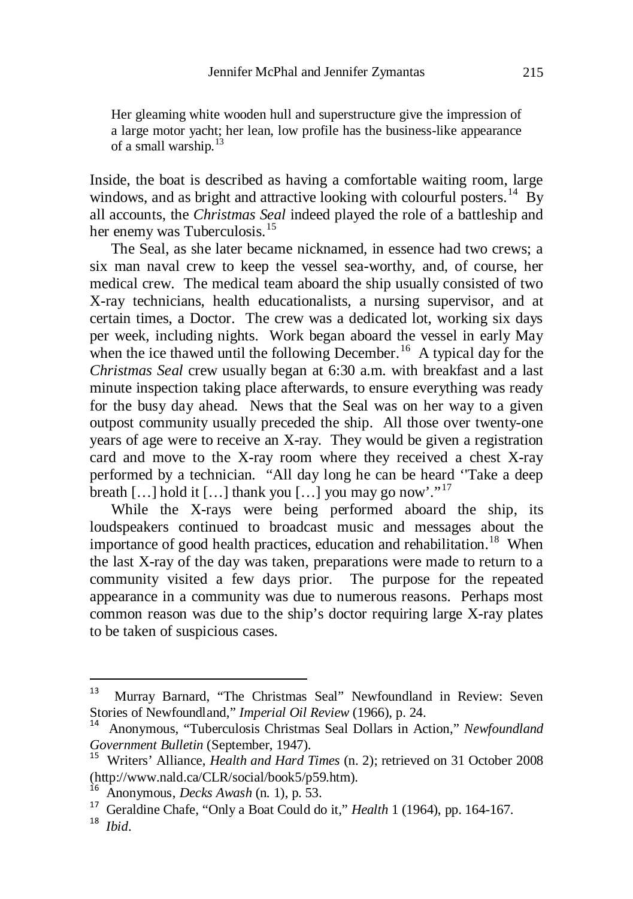> Her gleaming white wooden hull and superstructure give the impression of a large motor yacht; her lean, low profile has the business-like appearance of a small warship.[13]

Inside, the boat is described as having a comfortable waiting room, large windows, and as bright and attractive looking with colourful posters.[14] By all accounts, the *Christmas Seal* indeed played the role of a battleship and her enemy was Tuberculosis.[15]

The Seal, as she later became nicknamed, in essence had two crews; a six man naval crew to keep the vessel sea-worthy, and, of course, her medical crew. The medical team aboard the ship usually consisted of two X-ray technicians, health educationalists, a nursing supervisor, and at certain times, a Doctor. The crew was a dedicated lot, working six days per week, including nights. Work began aboard the vessel in early May when the ice thawed until the following December.[16] A typical day for the *Christmas Seal* crew usually began at 6:30 a.m. with breakfast and a last minute inspection taking place afterwards, to ensure everything was ready for the busy day ahead. News that the Seal was on her way to a given outpost community usually preceded the ship. All those over twenty-one years of age were to receive an X-ray. They would be given a registration card and move to the X-ray room where they received a chest X-ray performed by a technician. "All day long he can be heard ''Take a deep breath […] hold it […] thank you […] you may go now'."[17]

While the X-rays were being performed aboard the ship, its loudspeakers continued to broadcast music and messages about the importance of good health practices, education and rehabilitation.[18] When the last X-ray of the day was taken, preparations were made to return to a community visited a few days prior. The purpose for the repeated appearance in a community was due to numerous reasons. Perhaps most common reason was due to the ship's doctor requiring large X-ray plates to be taken of suspicious cases.

---

[13] Murray Barnard, "The Christmas Seal" Newfoundland in Review: Seven Stories of Newfoundland," *Imperial Oil Review* (1966), p. 24.

[14] Anonymous, "Tuberculosis Christmas Seal Dollars in Action," *Newfoundland Government Bulletin* (September, 1947).

[15] Writers' Alliance, *Health and Hard Times* (n. 2); retrieved on 31 October 2008 (http://www.nald.ca/CLR/social/book5/p59.htm).

[16] Anonymous, *Decks Awash* (n. 1), p. 53.

[17] Geraldine Chafe, "Only a Boat Could do it," *Health* 1 (1964), pp. 164-167.

[18] *Ibid*.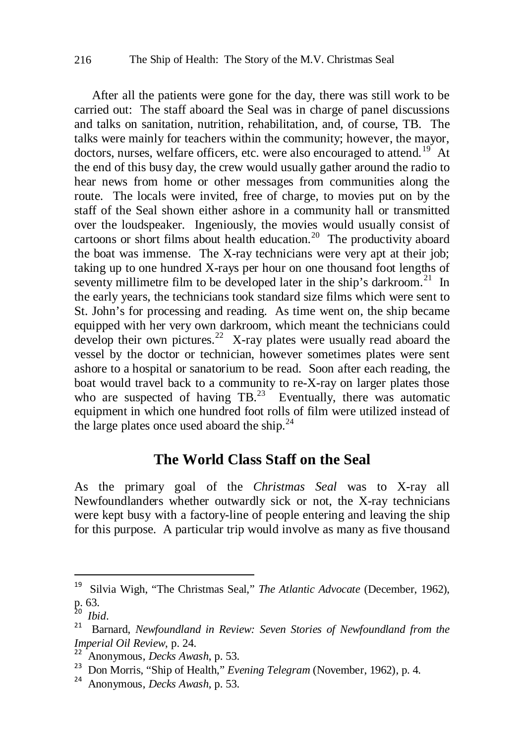After all the patients were gone for the day, there was still work to be carried out: The staff aboard the Seal was in charge of panel discussions and talks on sanitation, nutrition, rehabilitation, and, of course, TB. The talks were mainly for teachers within the community; however, the mayor, doctors, nurses, welfare officers, etc. were also encouraged to attend.[19] At the end of this busy day, the crew would usually gather around the radio to hear news from home or other messages from communities along the route. The locals were invited, free of charge, to movies put on by the staff of the Seal shown either ashore in a community hall or transmitted over the loudspeaker. Ingeniously, the movies would usually consist of cartoons or short films about health education.[20] The productivity aboard the boat was immense. The X-ray technicians were very apt at their job; taking up to one hundred X-rays per hour on one thousand foot lengths of seventy millimetre film to be developed later in the ship's darkroom.[21] In the early years, the technicians took standard size films which were sent to St. John's for processing and reading. As time went on, the ship became equipped with her very own darkroom, which meant the technicians could develop their own pictures.[22] X-ray plates were usually read aboard the vessel by the doctor or technician, however sometimes plates were sent ashore to a hospital or sanatorium to be read. Soon after each reading, the boat would travel back to a community to re-X-ray on larger plates those who are suspected of having TB.[23] Eventually, there was automatic equipment in which one hundred foot rolls of film were utilized instead of the large plates once used aboard the ship.[24]

## The World Class Staff on the Seal

As the primary goal of the *Christmas Seal* was to X-ray all Newfoundlanders whether outwardly sick or not, the X-ray technicians were kept busy with a factory-line of people entering and leaving the ship for this purpose. A particular trip would involve as many as five thousand

---

[19] Silvia Wigh, "The Christmas Seal," *The Atlantic Advocate* (December, 1962), p. 63.

[20] *Ibid*.

[21] Barnard, *Newfoundland in Review: Seven Stories of Newfoundland from the Imperial Oil Review*, p. 24.

[22] Anonymous, *Decks Awash*, p. 53.

[23] Don Morris, "Ship of Health," *Evening Telegram* (November, 1962), p. 4.

[24] Anonymous, *Decks Awash*, p. 53.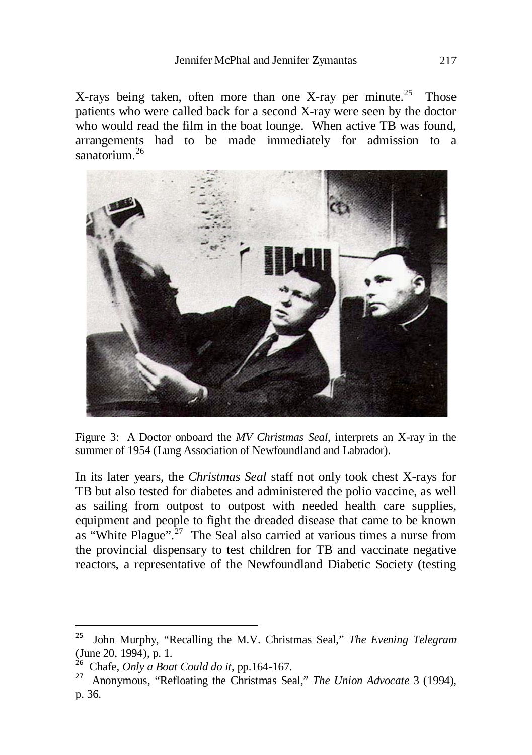X-rays being taken, often more than one X-ray per minute.[25] Those patients who were called back for a second X-ray were seen by the doctor who would read the film in the boat lounge. When active TB was found, arrangements had to be made immediately for admission to a sanatorium.[26]

Figure 3: A Doctor onboard the *MV Christmas Seal*, interprets an X-ray in the summer of 1954 (Lung Association of Newfoundland and Labrador).

In its later years, the *Christmas Seal* staff not only took chest X-rays for TB but also tested for diabetes and administered the polio vaccine, as well as sailing from outpost to outpost with needed health care supplies, equipment and people to fight the dreaded disease that came to be known as "White Plague".[27] The Seal also carried at various times a nurse from the provincial dispensary to test children for TB and vaccinate negative reactors, a representative of the Newfoundland Diabetic Society (testing

---

[25] John Murphy, "Recalling the M.V. Christmas Seal," *The Evening Telegram* (June 20, 1994), p. 1.

[26] Chafe, *Only a Boat Could do it*, pp.164-167.

[27] Anonymous, "Refloating the Christmas Seal," *The Union Advocate* 3 (1994), p. 36.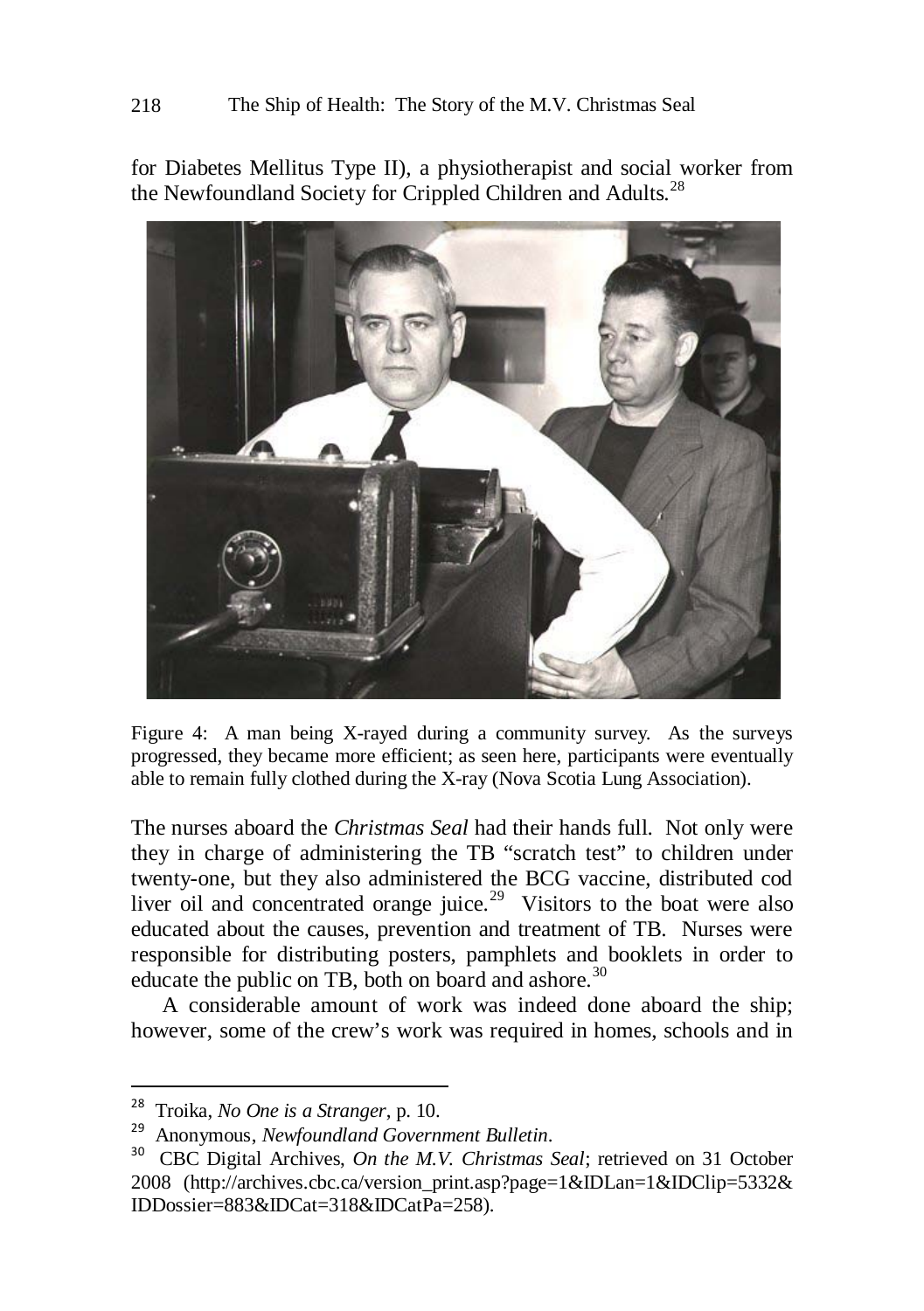for Diabetes Mellitus Type II), a physiotherapist and social worker from the Newfoundland Society for Crippled Children and Adults.[28]

Figure 4: A man being X-rayed during a community survey. As the surveys progressed, they became more efficient; as seen here, participants were eventually able to remain fully clothed during the X-ray (Nova Scotia Lung Association).

The nurses aboard the *Christmas Seal* had their hands full. Not only were they in charge of administering the TB "scratch test" to children under twenty-one, but they also administered the BCG vaccine, distributed cod liver oil and concentrated orange juice.[29] Visitors to the boat were also educated about the causes, prevention and treatment of TB. Nurses were responsible for distributing posters, pamphlets and booklets in order to educate the public on TB, both on board and ashore.[30]

A considerable amount of work was indeed done aboard the ship; however, some of the crew's work was required in homes, schools and in

---

[28] Troika, *No One is a Stranger*, p. 10.

[29] Anonymous, *Newfoundland Government Bulletin*.

[30] CBC Digital Archives, *On the M.V. Christmas Seal*; retrieved on 31 October 2008 (http://archives.cbc.ca/version_print.asp?page=1&IDLan=1&IDClip=5332&IDDossier=883&IDCat=318&IDCatPa=258).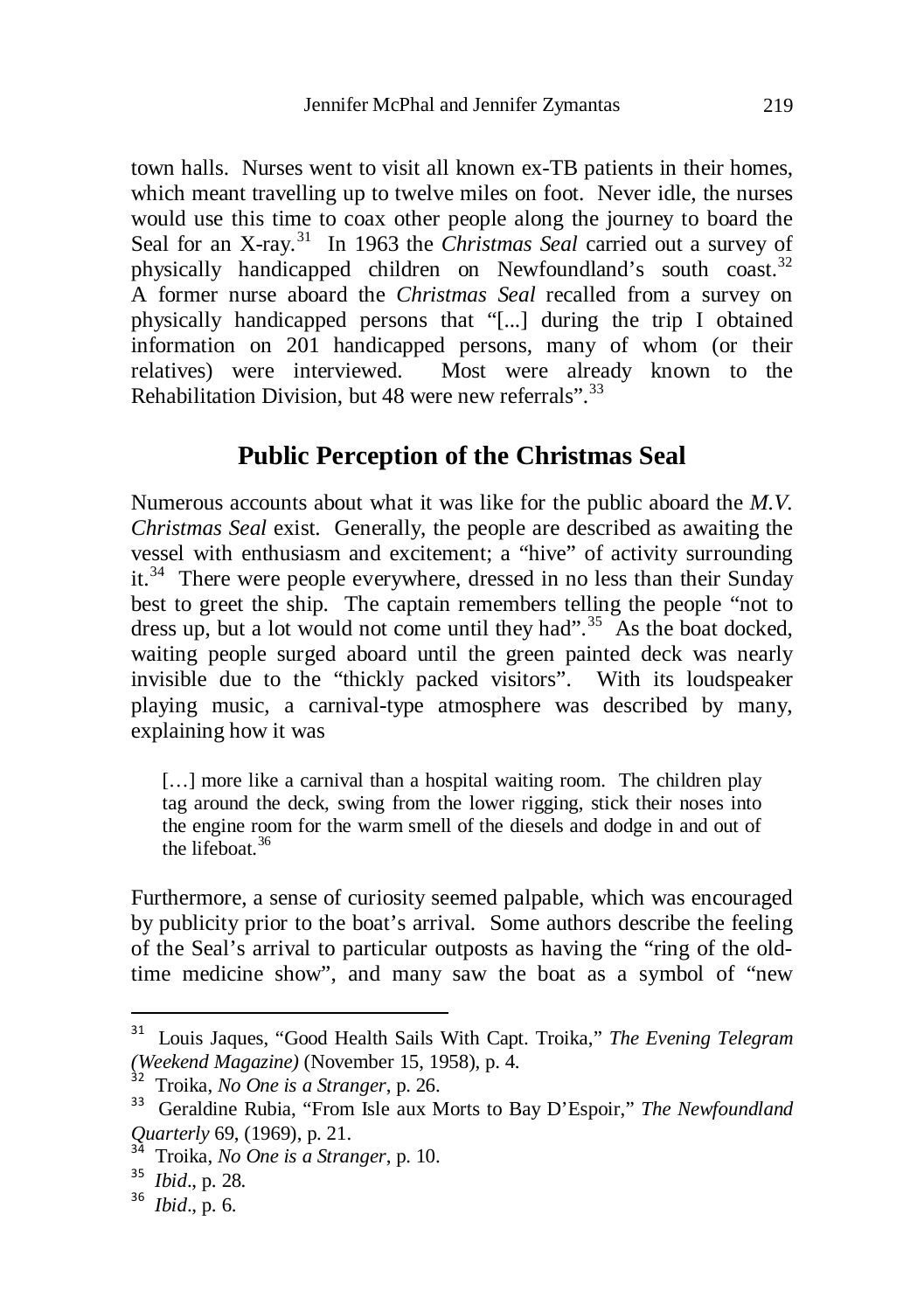town halls. Nurses went to visit all known ex-TB patients in their homes, which meant travelling up to twelve miles on foot. Never idle, the nurses would use this time to coax other people along the journey to board the Seal for an X-ray.[31] In 1963 the *Christmas Seal* carried out a survey of physically handicapped children on Newfoundland's south coast.[32] A former nurse aboard the *Christmas Seal* recalled from a survey on physically handicapped persons that "[...] during the trip I obtained information on 201 handicapped persons, many of whom (or their relatives) were interviewed. Most were already known to the Rehabilitation Division, but 48 were new referrals".[33]

## Public Perception of the Christmas Seal

Numerous accounts about what it was like for the public aboard the *M.V. Christmas Seal* exist. Generally, the people are described as awaiting the vessel with enthusiasm and excitement; a "hive" of activity surrounding it.[34] There were people everywhere, dressed in no less than their Sunday best to greet the ship. The captain remembers telling the people "not to dress up, but a lot would not come until they had".[35] As the boat docked, waiting people surged aboard until the green painted deck was nearly invisible due to the "thickly packed visitors". With its loudspeaker playing music, a carnival-type atmosphere was described by many, explaining how it was

> […] more like a carnival than a hospital waiting room. The children play tag around the deck, swing from the lower rigging, stick their noses into the engine room for the warm smell of the diesels and dodge in and out of the lifeboat.[36]

Furthermore, a sense of curiosity seemed palpable, which was encouraged by publicity prior to the boat's arrival. Some authors describe the feeling of the Seal's arrival to particular outposts as having the "ring of the old-time medicine show", and many saw the boat as a symbol of "new

---

[31] Louis Jaques, "Good Health Sails With Capt. Troika," *The Evening Telegram (Weekend Magazine)* (November 15, 1958), p. 4.

[32] Troika, *No One is a Stranger*, p. 26.

[33] Geraldine Rubia, "From Isle aux Morts to Bay D'Espoir," *The Newfoundland Quarterly* 69, (1969), p. 21.

[34] Troika, *No One is a Stranger*, p. 10.

[35] *Ibid*., p. 28.

[36] *Ibid*., p. 6.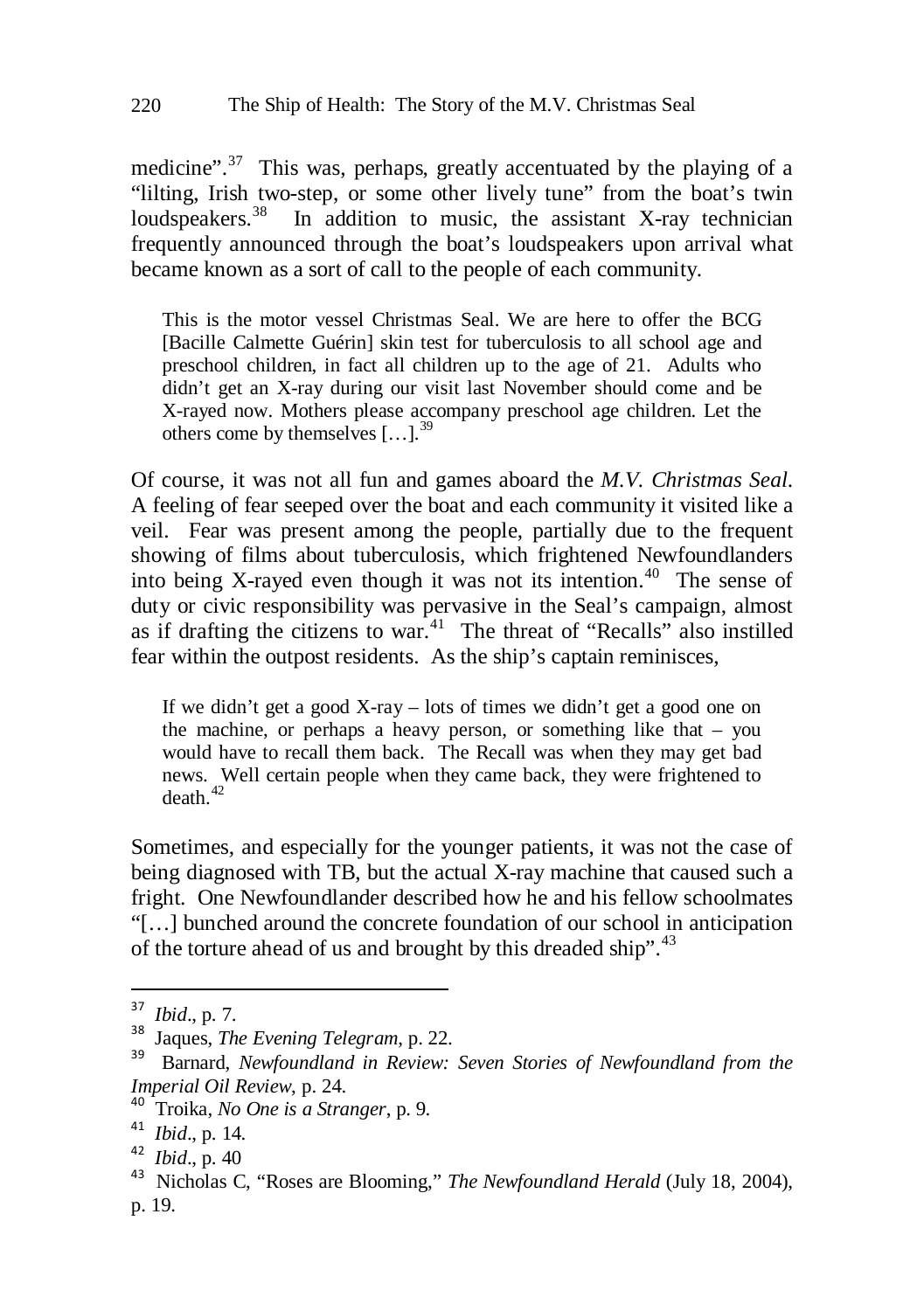medicine".[37] This was, perhaps, greatly accentuated by the playing of a "lilting, Irish two-step, or some other lively tune" from the boat's twin loudspeakers.[38] In addition to music, the assistant X-ray technician frequently announced through the boat's loudspeakers upon arrival what became known as a sort of call to the people of each community.

> This is the motor vessel Christmas Seal. We are here to offer the BCG [Bacille Calmette Guérin] skin test for tuberculosis to all school age and preschool children, in fact all children up to the age of 21. Adults who didn't get an X-ray during our visit last November should come and be X-rayed now. Mothers please accompany preschool age children. Let the others come by themselves […].[39]

Of course, it was not all fun and games aboard the *M.V. Christmas Seal*. A feeling of fear seeped over the boat and each community it visited like a veil. Fear was present among the people, partially due to the frequent showing of films about tuberculosis, which frightened Newfoundlanders into being X-rayed even though it was not its intention.[40] The sense of duty or civic responsibility was pervasive in the Seal's campaign, almost as if drafting the citizens to war.[41] The threat of "Recalls" also instilled fear within the outpost residents. As the ship's captain reminisces,

> If we didn't get a good X-ray – lots of times we didn't get a good one on the machine, or perhaps a heavy person, or something like that – you would have to recall them back. The Recall was when they may get bad news. Well certain people when they came back, they were frightened to death.[42]

Sometimes, and especially for the younger patients, it was not the case of being diagnosed with TB, but the actual X-ray machine that caused such a fright. One Newfoundlander described how he and his fellow schoolmates "[…] bunched around the concrete foundation of our school in anticipation of the torture ahead of us and brought by this dreaded ship".[43]

---

[37] *Ibid*., p. 7.

[38] Jaques, *The Evening Telegram*, p. 22.

[39] Barnard, *Newfoundland in Review: Seven Stories of Newfoundland from the Imperial Oil Review*, p. 24.

[40] Troika, *No One is a Stranger*, p. 9.

[41] *Ibid*., p. 14.

[42] *Ibid*., p. 40

[43] Nicholas C, "Roses are Blooming," *The Newfoundland Herald* (July 18, 2004), p. 19.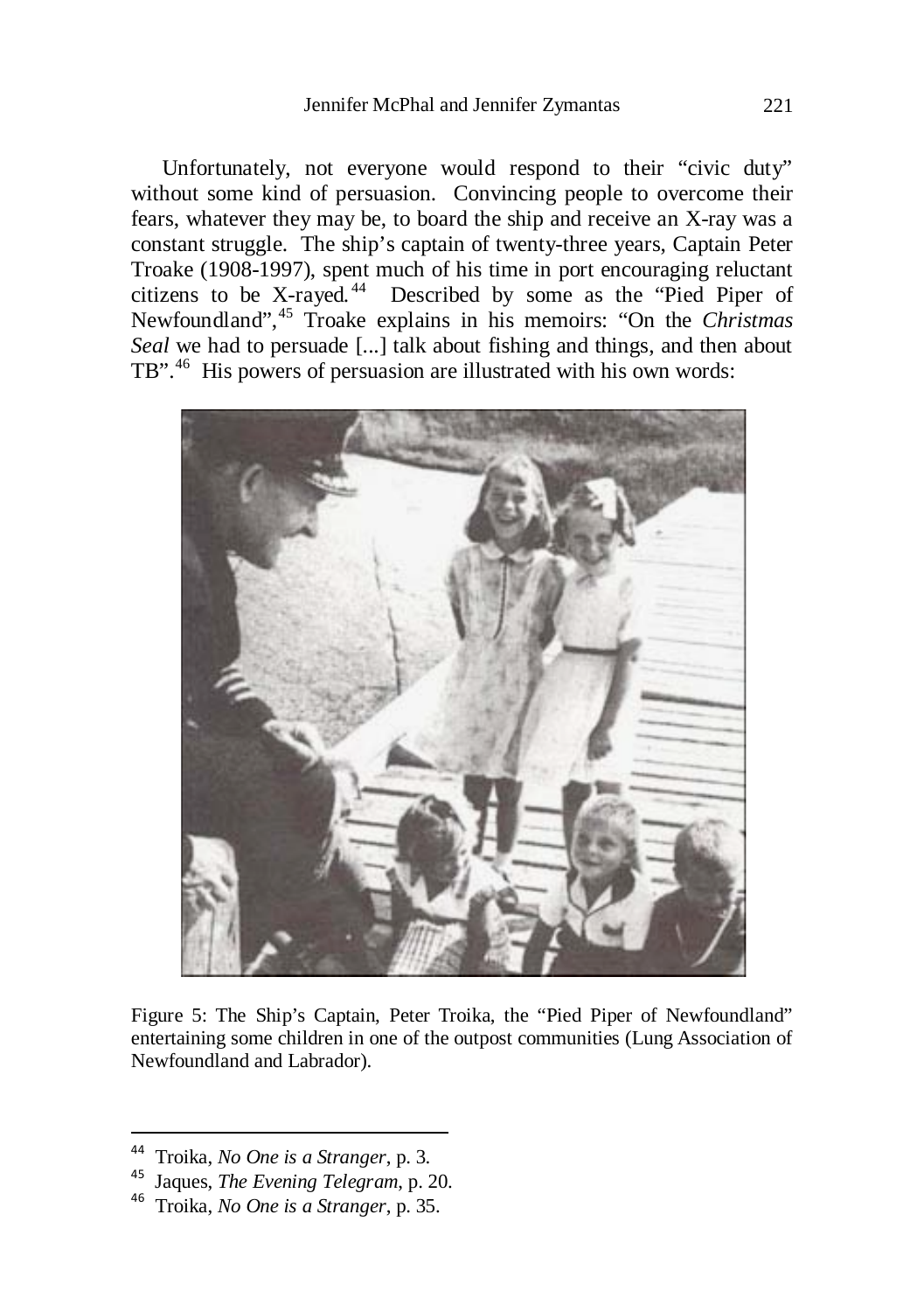Unfortunately, not everyone would respond to their "civic duty" without some kind of persuasion. Convincing people to overcome their fears, whatever they may be, to board the ship and receive an X-ray was a constant struggle. The ship's captain of twenty-three years, Captain Peter Troake (1908-1997), spent much of his time in port encouraging reluctant citizens to be X-rayed.[44] Described by some as the "Pied Piper of Newfoundland",[45] Troake explains in his memoirs: "On the *Christmas Seal* we had to persuade [...] talk about fishing and things, and then about TB".[46] His powers of persuasion are illustrated with his own words:

Figure 5: The Ship's Captain, Peter Troika, the "Pied Piper of Newfoundland" entertaining some children in one of the outpost communities (Lung Association of Newfoundland and Labrador).

---

[44] Troika, *No One is a Stranger*, p. 3.

[45] Jaques, *The Evening Telegram*, p. 20.

[46] Troika, *No One is a Stranger*, p. 35.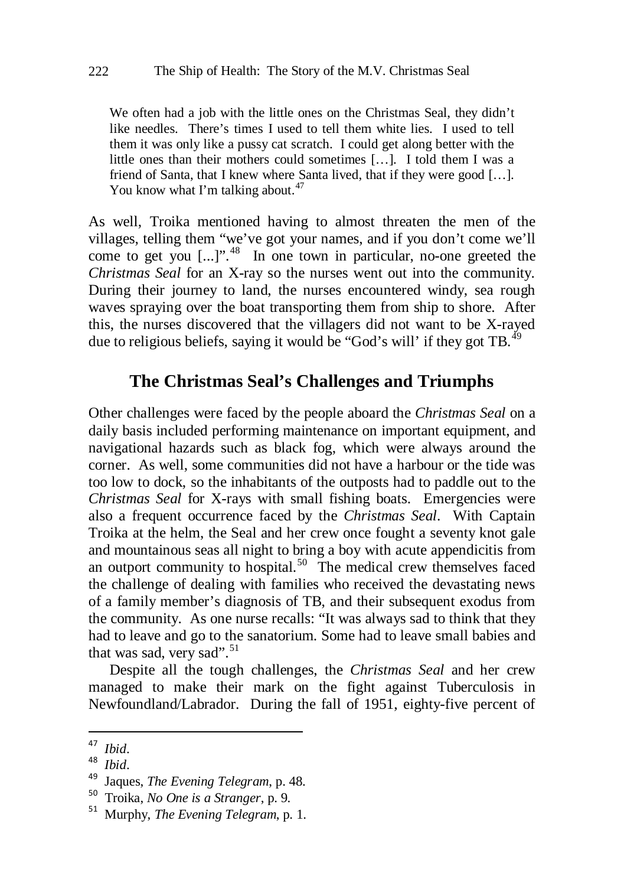> We often had a job with the little ones on the Christmas Seal, they didn't like needles. There's times I used to tell them white lies. I used to tell them it was only like a pussy cat scratch. I could get along better with the little ones than their mothers could sometimes […]. I told them I was a friend of Santa, that I knew where Santa lived, that if they were good […]. You know what I'm talking about.[47]

As well, Troika mentioned having to almost threaten the men of the villages, telling them "we've got your names, and if you don't come we'll come to get you [...]".[48] In one town in particular, no-one greeted the *Christmas Seal* for an X-ray so the nurses went out into the community. During their journey to land, the nurses encountered windy, sea rough waves spraying over the boat transporting them from ship to shore. After this, the nurses discovered that the villagers did not want to be X-rayed due to religious beliefs, saying it would be "God's will' if they got TB.[49]

## The Christmas Seal's Challenges and Triumphs

Other challenges were faced by the people aboard the *Christmas Seal* on a daily basis included performing maintenance on important equipment, and navigational hazards such as black fog, which were always around the corner. As well, some communities did not have a harbour or the tide was too low to dock, so the inhabitants of the outposts had to paddle out to the *Christmas Seal* for X-rays with small fishing boats. Emergencies were also a frequent occurrence faced by the *Christmas Seal*. With Captain Troika at the helm, the Seal and her crew once fought a seventy knot gale and mountainous seas all night to bring a boy with acute appendicitis from an outport community to hospital.[50] The medical crew themselves faced the challenge of dealing with families who received the devastating news of a family member's diagnosis of TB, and their subsequent exodus from the community. As one nurse recalls: "It was always sad to think that they had to leave and go to the sanatorium. Some had to leave small babies and that was sad, very sad".[51]

Despite all the tough challenges, the *Christmas Seal* and her crew managed to make their mark on the fight against Tuberculosis in Newfoundland/Labrador. During the fall of 1951, eighty-five percent of

---

[47] *Ibid*.

[48] *Ibid*.

[49] Jaques, *The Evening Telegram*, p. 48.

[50] Troika, *No One is a Stranger*, p. 9.

[51] Murphy, *The Evening Telegram*, p. 1.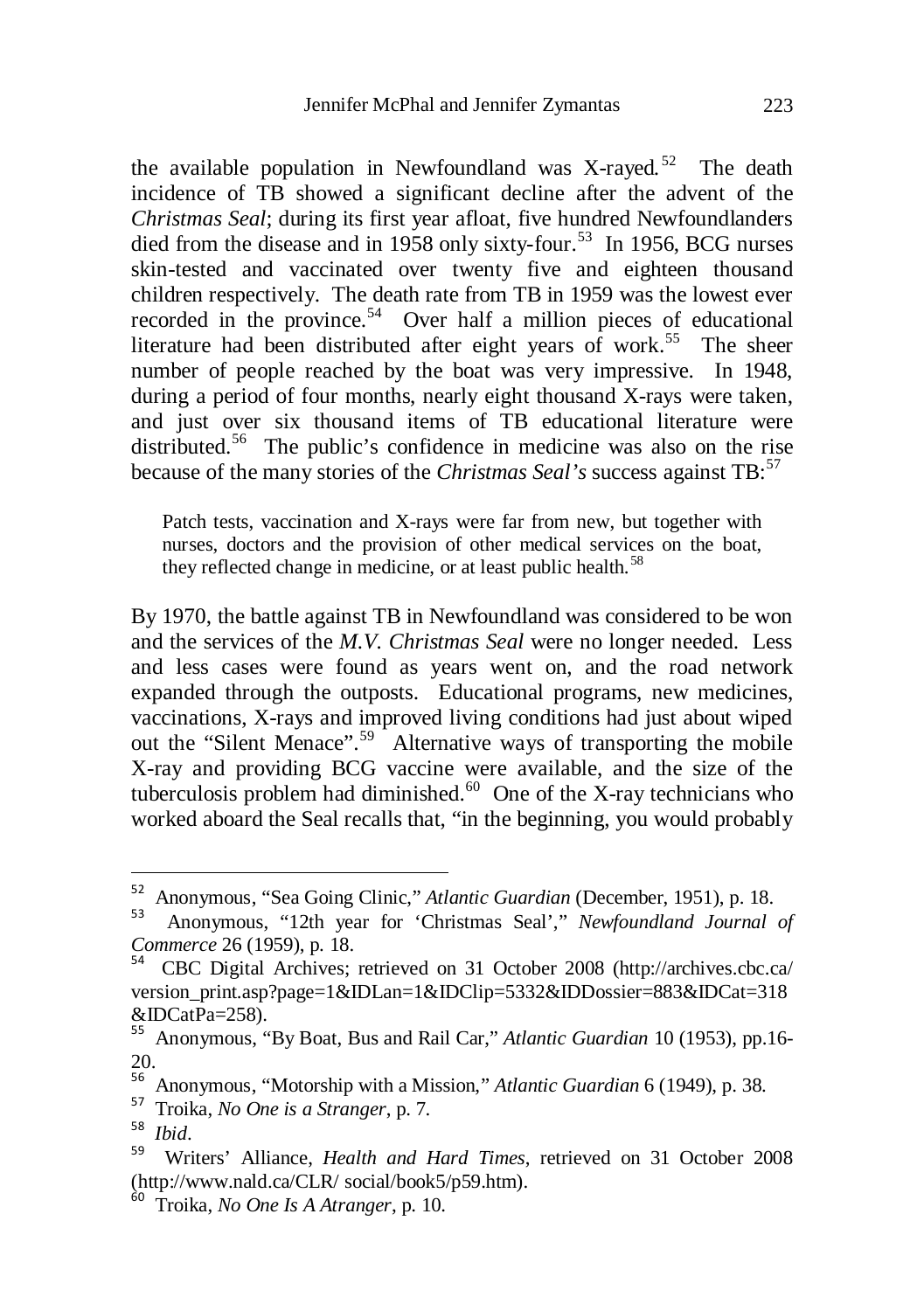the available population in Newfoundland was X-rayed.[52] The death incidence of TB showed a significant decline after the advent of the *Christmas Seal*; during its first year afloat, five hundred Newfoundlanders died from the disease and in 1958 only sixty-four.[53] In 1956, BCG nurses skin-tested and vaccinated over twenty five and eighteen thousand children respectively. The death rate from TB in 1959 was the lowest ever recorded in the province.[54] Over half a million pieces of educational literature had been distributed after eight years of work.[55] The sheer number of people reached by the boat was very impressive. In 1948, during a period of four months, nearly eight thousand X-rays were taken, and just over six thousand items of TB educational literature were distributed.[56] The public's confidence in medicine was also on the rise because of the many stories of the *Christmas Seal's* success against TB:[57]

> Patch tests, vaccination and X-rays were far from new, but together with nurses, doctors and the provision of other medical services on the boat, they reflected change in medicine, or at least public health.[58]

By 1970, the battle against TB in Newfoundland was considered to be won and the services of the *M.V. Christmas Seal* were no longer needed. Less and less cases were found as years went on, and the road network expanded through the outposts. Educational programs, new medicines, vaccinations, X-rays and improved living conditions had just about wiped out the "Silent Menace".[59] Alternative ways of transporting the mobile X-ray and providing BCG vaccine were available, and the size of the tuberculosis problem had diminished.[60] One of the X-ray technicians who worked aboard the Seal recalls that, "in the beginning, you would probably

---

[52] Anonymous, "Sea Going Clinic," *Atlantic Guardian* (December, 1951), p. 18.

[53] Anonymous, "12th year for 'Christmas Seal'," *Newfoundland Journal of Commerce* 26 (1959), p. 18.

[54] CBC Digital Archives; retrieved on 31 October 2008 (http://archives.cbc.ca/version_print.asp?page=1&IDLan=1&IDClip=5332&IDDossier=883&IDCat=318&IDCatPa=258).

[55] Anonymous, "By Boat, Bus and Rail Car," *Atlantic Guardian* 10 (1953), pp.16-20.

[56] Anonymous, "Motorship with a Mission," *Atlantic Guardian* 6 (1949), p. 38.

[57] Troika, *No One is a Stranger*, p. 7.

[58] *Ibid*.

[59] Writers' Alliance, *Health and Hard Times*, retrieved on 31 October 2008 (http://www.nald.ca/CLR/ social/book5/p59.htm).

[60] Troika, *No One Is A Atranger*, p. 10.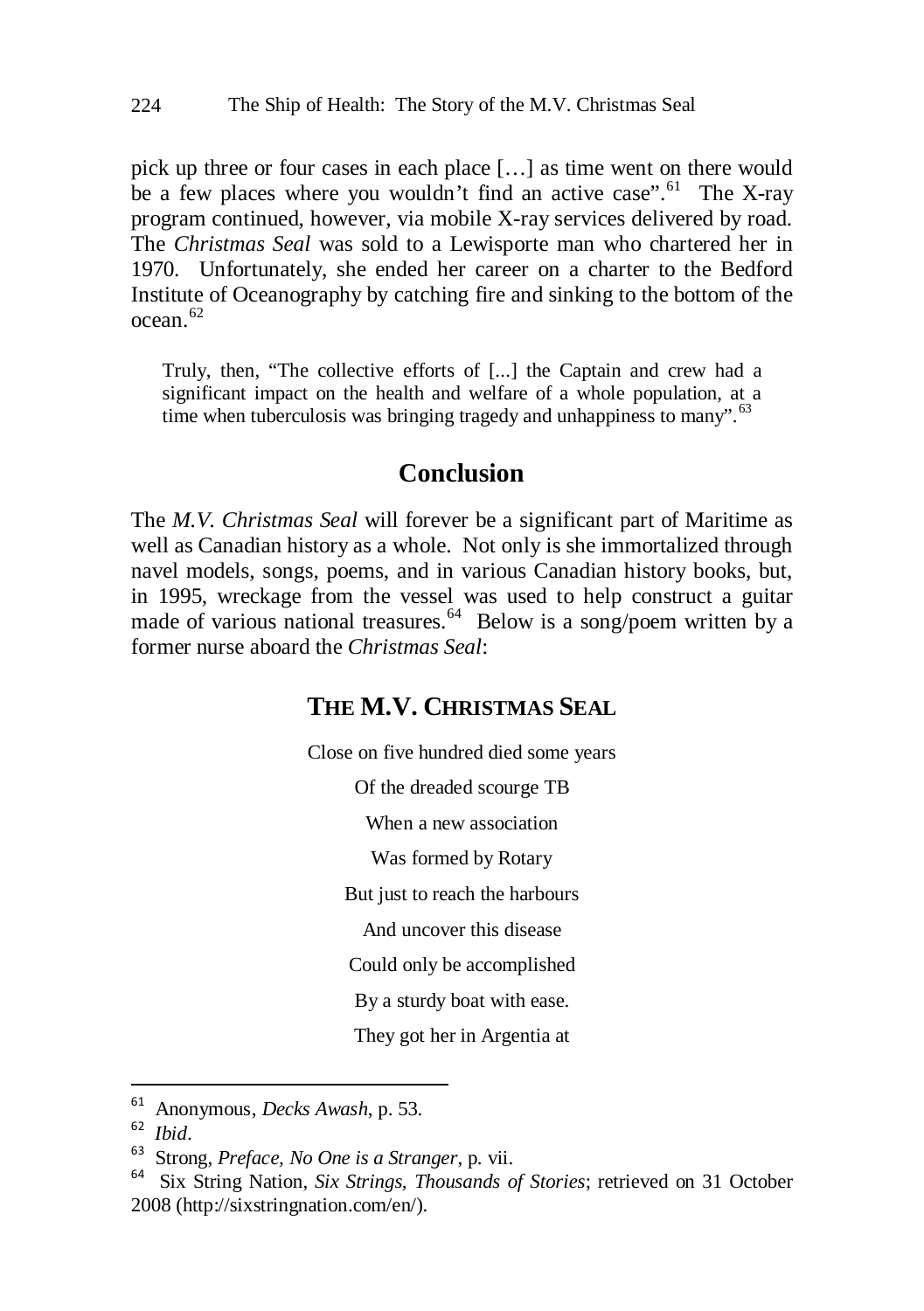pick up three or four cases in each place […] as time went on there would be a few places where you wouldn't find an active case".[61] The X-ray program continued, however, via mobile X-ray services delivered by road. The *Christmas Seal* was sold to a Lewisporte man who chartered her in 1970. Unfortunately, she ended her career on a charter to the Bedford Institute of Oceanography by catching fire and sinking to the bottom of the ocean.[62]

> Truly, then, "The collective efforts of [...] the Captain and crew had a significant impact on the health and welfare of a whole population, at a time when tuberculosis was bringing tragedy and unhappiness to many".[63]

## Conclusion

The *M.V. Christmas Seal* will forever be a significant part of Maritime as well as Canadian history as a whole. Not only is she immortalized through navel models, songs, poems, and in various Canadian history books, but, in 1995, wreckage from the vessel was used to help construct a guitar made of various national treasures.[64] Below is a song/poem written by a former nurse aboard the *Christmas Seal*:

### THE M.V. CHRISTMAS SEAL

Close on five hundred died some years

Of the dreaded scourge TB

When a new association

Was formed by Rotary

But just to reach the harbours

And uncover this disease

Could only be accomplished

By a sturdy boat with ease.

They got her in Argentia at

---

[61] Anonymous, *Decks Awash*, p. 53.

[62] *Ibid*.

[63] Strong, *Preface*, *No One is a Stranger*, p. vii.

[64] Six String Nation, *Six Strings, Thousands of Stories*; retrieved on 31 October 2008 (http://sixstringnation.com/en/).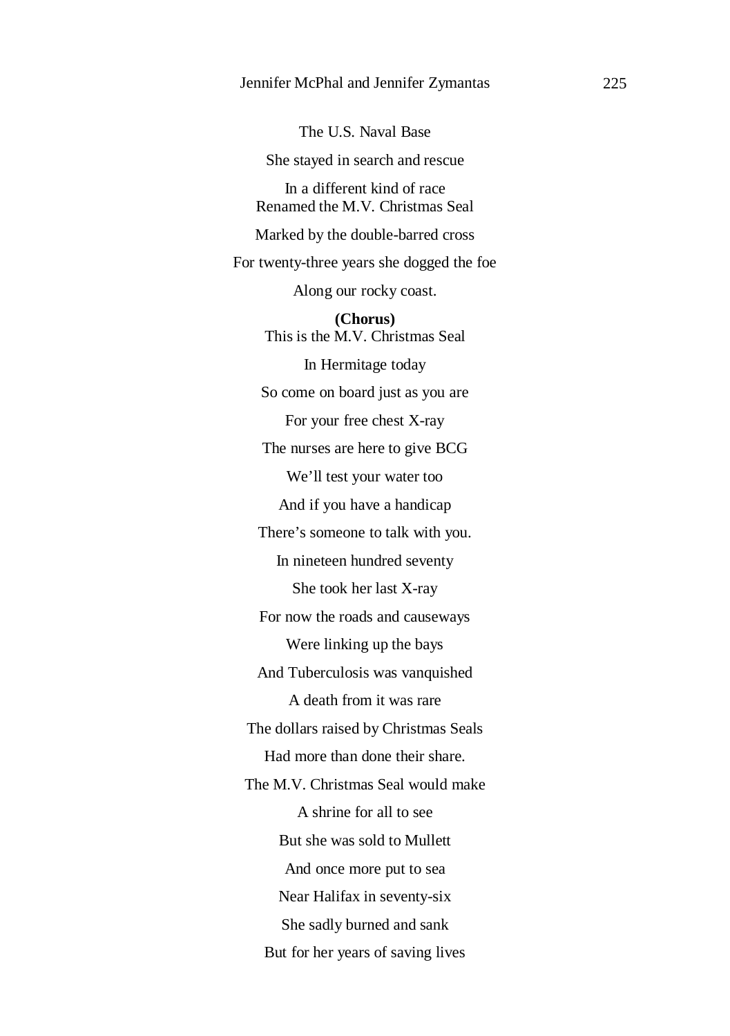The U.S. Naval Base

She stayed in search and rescue

In a different kind of race
Renamed the M.V. Christmas Seal

Marked by the double-barred cross

For twenty-three years she dogged the foe

Along our rocky coast.

**(Chorus)**
This is the M.V. Christmas Seal

In Hermitage today

So come on board just as you are

For your free chest X-ray

The nurses are here to give BCG

We'll test your water too

And if you have a handicap

There's someone to talk with you.

In nineteen hundred seventy

She took her last X-ray

For now the roads and causeways

Were linking up the bays

And Tuberculosis was vanquished

A death from it was rare

The dollars raised by Christmas Seals

Had more than done their share.

The M.V. Christmas Seal would make

A shrine for all to see

But she was sold to Mullett

And once more put to sea

Near Halifax in seventy-six

She sadly burned and sank

But for her years of saving lives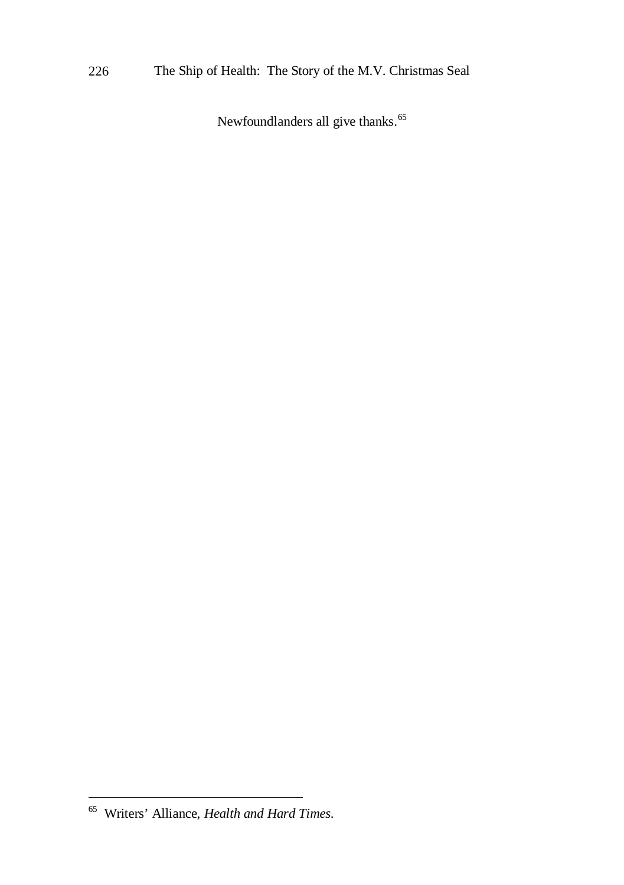Newfoundlanders all give thanks.[65]

---

[65] Writers' Alliance, *Health and Hard Times.*